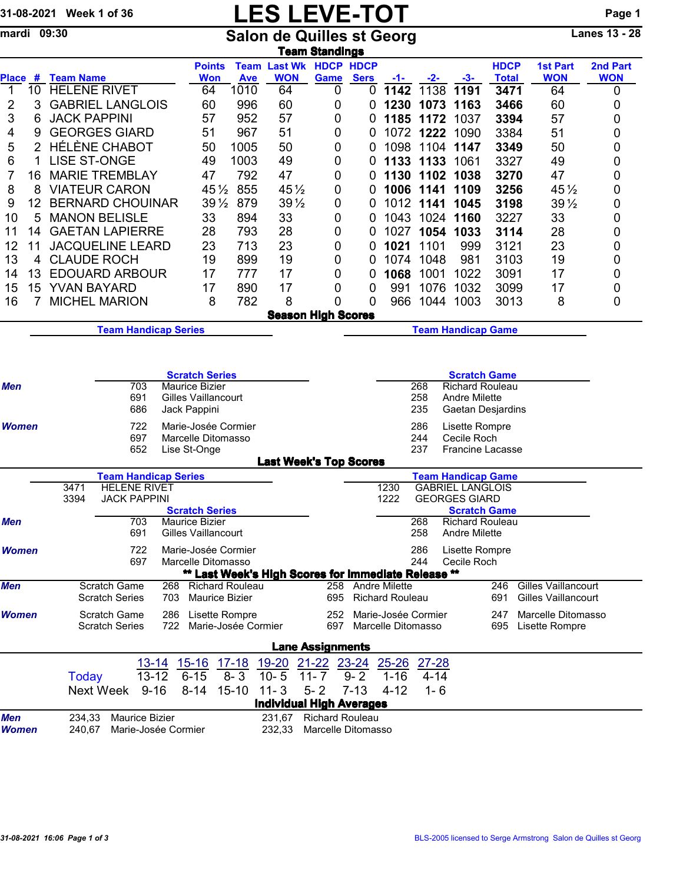31-08-2021 Week 1 of 36

mardi 09:30

# LES LEVE-TOT

## Salon de Quilles st Georg

Lanes 13 - 28

### Team Standings

| Place | # | Team Name | Points Won | Team Ave | Last Wk WON | HDCP Game | HDCP Sers | -1- | -2- | -3- | HDCP Total | 1st Part WON | 2nd Part WON |
|---|---|---|---|---|---|---|---|---|---|---|---|---|---|
| 1 | 10 | HELENE RIVET | 64 | 1010 | 64 | 0 | 0 | **1142** | 1138 | **1191** | **3471** | 64 | 0 |
| 2 | 3 | GABRIEL LANGLOIS | 60 | 996 | 60 | 0 | 0 | **1230** | **1073** | **1163** | **3466** | 60 | 0 |
| 3 | 6 | JACK PAPPINI | 57 | 952 | 57 | 0 | 0 | **1185** | **1172** | 1037 | **3394** | 57 | 0 |
| 4 | 9 | GEORGES GIARD | 51 | 967 | 51 | 0 | 0 | 1072 | **1222** | 1090 | 3384 | 51 | 0 |
| 5 | 2 | HÉLÈNE CHABOT | 50 | 1005 | 50 | 0 | 0 | 1098 | 1104 | **1147** | **3349** | 50 | 0 |
| 6 | 1 | LISE ST-ONGE | 49 | 1003 | 49 | 0 | 0 | **1133** | **1133** | 1061 | 3327 | 49 | 0 |
| 7 | 16 | MARIE TREMBLAY | 47 | 792 | 47 | 0 | 0 | **1130** | **1102** | **1038** | **3270** | 47 | 0 |
| 8 | 8 | VIATEUR CARON | 45½ | 855 | 45½ | 0 | 0 | **1006** | **1141** | **1109** | **3256** | 45½ | 0 |
| 9 | 12 | BERNARD CHOUINAR | 39½ | 879 | 39½ | 0 | 0 | 1012 | **1141** | **1045** | **3198** | 39½ | 0 |
| 10 | 5 | MANON BELISLE | 33 | 894 | 33 | 0 | 0 | 1043 | 1024 | **1160** | 3227 | 33 | 0 |
| 11 | 14 | GAETAN LAPIERRE | 28 | 793 | 28 | 0 | 0 | 1027 | **1054** | **1033** | **3114** | 28 | 0 |
| 12 | 11 | JACQUELINE LEARD | 23 | 713 | 23 | 0 | 0 | **1021** | 1101 | 999 | 3121 | 23 | 0 |
| 13 | 4 | CLAUDE ROCH | 19 | 899 | 19 | 0 | 0 | 1074 | 1048 | 981 | 3103 | 19 | 0 |
| 14 | 13 | EDOUARD ARBOUR | 17 | 777 | 17 | 0 | 0 | **1068** | 1001 | 1022 | 3091 | 17 | 0 |
| 15 | 15 | YVAN BAYARD | 17 | 890 | 17 | 0 | 0 | 991 | 1076 | 1032 | 3099 | 17 | 0 |
| 16 | 7 | MICHEL MARION | 8 | 782 | 8 | 0 | 0 | 966 | 1044 | 1003 | 3013 | 8 | 0 |

### Season High Scores

**Team Handicap Series** | **Team Handicap Game**

| | Scratch Series | | Scratch Game | |
|---|---|---|---|---|
| **Men** | 703 | Maurice Bizier | 268 | Richard Rouleau |
| | 691 | Gilles Vaillancourt | 258 | Andre Milette |
| | 686 | Jack Pappini | 235 | Gaetan Desjardins |
| **Women** | 722 | Marie-Josée Cormier | 286 | Lisette Rompre |
| | 697 | Marcelle Ditomasso | 244 | Cecile Roch |
| | 652 | Lise St-Onge | 237 | Francine Lacasse |

### Last Week's Top Scores

| Team Handicap Series | | Team Handicap Game | |
|---|---|---|---|
| 3471 | HELENE RIVET | 1230 | GABRIEL LANGLOIS |
| 3394 | JACK PAPPINI | 1222 | GEORGES GIARD |

| | Scratch Series | | Scratch Game | |
|---|---|---|---|---|
| **Men** | 703 | Maurice Bizier | 268 | Richard Rouleau |
| | 691 | Gilles Vaillancourt | 258 | Andre Milette |
| **Women** | 722 | Marie-Josée Cormier | 286 | Lisette Rompre |
| | 697 | Marcelle Ditomasso | 244 | Cecile Roch |

### ** Last Week's High Scores for Immediate Release **

| | | | | | | | |
|---|---|---|---|---|---|---|---|
| **Men** | Scratch Game | 268 | Richard Rouleau | 258 | Andre Milette | 246 | Gilles Vaillancourt |
| | Scratch Series | 703 | Maurice Bizier | 695 | Richard Rouleau | 691 | Gilles Vaillancourt |
| **Women** | Scratch Game | 286 | Lisette Rompre | 252 | Marie-Josée Cormier | 247 | Marcelle Ditomasso |
| | Scratch Series | 722 | Marie-Josée Cormier | 697 | Marcelle Ditomasso | 695 | Lisette Rompre |

### Lane Assignments

| | 13-14 | 15-16 | 17-18 | 19-20 | 21-22 | 23-24 | 25-26 | 27-28 |
|---|---|---|---|---|---|---|---|---|
| Today | 13-12 | 6-15 | 8- 3 | 10- 5 | 11- 7 | 9- 2 | 1-16 | 4-14 |
| Next Week | 9-16 | 8-14 | 15-10 | 11- 3 | 5- 2 | 7-13 | 4-12 | 1- 6 |

### Individual High Averages

| | | | | |
|---|---|---|---|---|
| **Men** | 234,33 | Maurice Bizier | 231,67 | Richard Rouleau |
| **Women** | 240,67 | Marie-Josée Cormier | 232,33 | Marcelle Ditomasso |

31-08-2021 16:06 Page 1 of 3 — BLS-2005 licensed to Serge Armstrong Salon de Quilles st Georg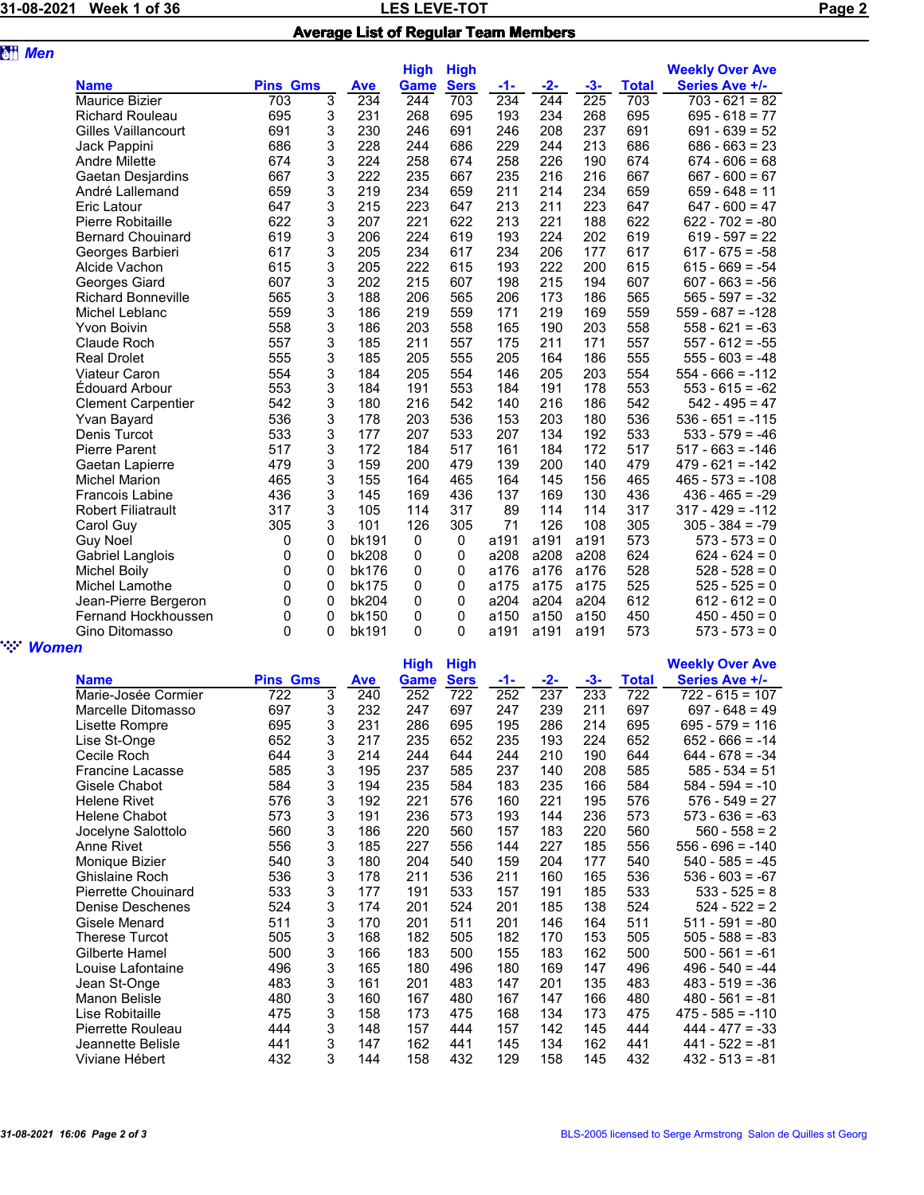## Average List of Regular Team Members

### Men

| Name | Pins | Gms | Ave | High Game | High Sers | -1- | -2- | -3- | Total | Weekly Over Ave Series Ave +/- |
|---|---|---|---|---|---|---|---|---|---|---|
| Maurice Bizier | 703 | 3 | 234 | 244 | 703 | 234 | 244 | 225 | 703 | 703 - 621 = 82 |
| Richard Rouleau | 695 | 3 | 231 | 268 | 695 | 193 | 234 | 268 | 695 | 695 - 618 = 77 |
| Gilles Vaillancourt | 691 | 3 | 230 | 246 | 691 | 246 | 208 | 237 | 691 | 691 - 639 = 52 |
| Jack Pappini | 686 | 3 | 228 | 244 | 686 | 229 | 244 | 213 | 686 | 686 - 663 = 23 |
| Andre Milette | 674 | 3 | 224 | 258 | 674 | 258 | 226 | 190 | 674 | 674 - 606 = 68 |
| Gaetan Desjardins | 667 | 3 | 222 | 235 | 667 | 235 | 216 | 216 | 667 | 667 - 600 = 67 |
| André Lallemand | 659 | 3 | 219 | 234 | 659 | 211 | 214 | 234 | 659 | 659 - 648 = 11 |
| Eric Latour | 647 | 3 | 215 | 223 | 647 | 213 | 211 | 223 | 647 | 647 - 600 = 47 |
| Pierre Robitaille | 622 | 3 | 207 | 221 | 622 | 213 | 221 | 188 | 622 | 622 - 702 = -80 |
| Bernard Chouinard | 619 | 3 | 206 | 224 | 619 | 193 | 224 | 202 | 619 | 619 - 597 = 22 |
| Georges Barbieri | 617 | 3 | 205 | 234 | 617 | 234 | 206 | 177 | 617 | 617 - 675 = -58 |
| Alcide Vachon | 615 | 3 | 205 | 222 | 615 | 193 | 222 | 200 | 615 | 615 - 669 = -54 |
| Georges Giard | 607 | 3 | 202 | 215 | 607 | 198 | 215 | 194 | 607 | 607 - 663 = -56 |
| Richard Bonneville | 565 | 3 | 188 | 206 | 565 | 206 | 173 | 186 | 565 | 565 - 597 = -32 |
| Michel Leblanc | 559 | 3 | 186 | 219 | 559 | 171 | 219 | 169 | 559 | 559 - 687 = -128 |
| Yvon Boivin | 558 | 3 | 186 | 203 | 558 | 165 | 190 | 203 | 558 | 558 - 621 = -63 |
| Claude Roch | 557 | 3 | 185 | 211 | 557 | 175 | 211 | 171 | 557 | 557 - 612 = -55 |
| Real Drolet | 555 | 3 | 185 | 205 | 555 | 205 | 164 | 186 | 555 | 555 - 603 = -48 |
| Viateur Caron | 554 | 3 | 184 | 205 | 554 | 146 | 205 | 203 | 554 | 554 - 666 = -112 |
| Édouard Arbour | 553 | 3 | 184 | 191 | 553 | 184 | 191 | 178 | 553 | 553 - 615 = -62 |
| Clement Carpentier | 542 | 3 | 180 | 216 | 542 | 140 | 216 | 186 | 542 | 542 - 495 = 47 |
| Yvan Bayard | 536 | 3 | 178 | 203 | 536 | 153 | 203 | 180 | 536 | 536 - 651 = -115 |
| Denis Turcot | 533 | 3 | 177 | 207 | 533 | 207 | 134 | 192 | 533 | 533 - 579 = -46 |
| Pierre Parent | 517 | 3 | 172 | 184 | 517 | 161 | 184 | 172 | 517 | 517 - 663 = -146 |
| Gaetan Lapierre | 479 | 3 | 159 | 200 | 479 | 139 | 200 | 140 | 479 | 479 - 621 = -142 |
| Michel Marion | 465 | 3 | 155 | 164 | 465 | 164 | 145 | 156 | 465 | 465 - 573 = -108 |
| Francois Labine | 436 | 3 | 145 | 169 | 436 | 137 | 169 | 130 | 436 | 436 - 465 = -29 |
| Robert Filiatrault | 317 | 3 | 105 | 114 | 317 | 89 | 114 | 114 | 317 | 317 - 429 = -112 |
| Carol Guy | 305 | 3 | 101 | 126 | 305 | 71 | 126 | 108 | 305 | 305 - 384 = -79 |
| Guy Noel | 0 | 0 | bk191 | 0 | 0 | a191 | a191 | a191 | 573 | 573 - 573 = 0 |
| Gabriel Langlois | 0 | 0 | bk208 | 0 | 0 | a208 | a208 | a208 | 624 | 624 - 624 = 0 |
| Michel Boily | 0 | 0 | bk176 | 0 | 0 | a176 | a176 | a176 | 528 | 528 - 528 = 0 |
| Michel Lamothe | 0 | 0 | bk175 | 0 | 0 | a175 | a175 | a175 | 525 | 525 - 525 = 0 |
| Jean-Pierre Bergeron | 0 | 0 | bk204 | 0 | 0 | a204 | a204 | a204 | 612 | 612 - 612 = 0 |
| Fernand Hockhoussen | 0 | 0 | bk150 | 0 | 0 | a150 | a150 | a150 | 450 | 450 - 450 = 0 |
| Gino Ditomasso | 0 | 0 | bk191 | 0 | 0 | a191 | a191 | a191 | 573 | 573 - 573 = 0 |

### Women

| Name | Pins | Gms | Ave | High Game | High Sers | -1- | -2- | -3- | Total | Weekly Over Ave Series Ave +/- |
|---|---|---|---|---|---|---|---|---|---|---|
| Marie-Josée Cormier | 722 | 3 | 240 | 252 | 722 | 252 | 237 | 233 | 722 | 722 - 615 = 107 |
| Marcelle Ditomasso | 697 | 3 | 232 | 247 | 697 | 247 | 239 | 211 | 697 | 697 - 648 = 49 |
| Lisette Rompre | 695 | 3 | 231 | 286 | 695 | 195 | 286 | 214 | 695 | 695 - 579 = 116 |
| Lise St-Onge | 652 | 3 | 217 | 235 | 652 | 235 | 193 | 224 | 652 | 652 - 666 = -14 |
| Cecile Roch | 644 | 3 | 214 | 244 | 644 | 244 | 210 | 190 | 644 | 644 - 678 = -34 |
| Francine Lacasse | 585 | 3 | 195 | 237 | 585 | 237 | 140 | 208 | 585 | 585 - 534 = 51 |
| Gisele Chabot | 584 | 3 | 194 | 235 | 584 | 183 | 235 | 166 | 584 | 584 - 594 = -10 |
| Helene Rivet | 576 | 3 | 192 | 221 | 576 | 160 | 221 | 195 | 576 | 576 - 549 = 27 |
| Helene Chabot | 573 | 3 | 191 | 236 | 573 | 193 | 144 | 236 | 573 | 573 - 636 = -63 |
| Jocelyne Salottolo | 560 | 3 | 186 | 220 | 560 | 157 | 183 | 220 | 560 | 560 - 558 = 2 |
| Anne Rivet | 556 | 3 | 185 | 227 | 556 | 144 | 227 | 185 | 556 | 556 - 696 = -140 |
| Monique Bizier | 540 | 3 | 180 | 204 | 540 | 159 | 204 | 177 | 540 | 540 - 585 = -45 |
| Ghislaine Roch | 536 | 3 | 178 | 211 | 536 | 211 | 160 | 165 | 536 | 536 - 603 = -67 |
| Pierrette Chouinard | 533 | 3 | 177 | 191 | 533 | 157 | 191 | 185 | 533 | 533 - 525 = 8 |
| Denise Deschenes | 524 | 3 | 174 | 201 | 524 | 201 | 185 | 138 | 524 | 524 - 522 = 2 |
| Gisele Menard | 511 | 3 | 170 | 201 | 511 | 201 | 146 | 164 | 511 | 511 - 591 = -80 |
| Therese Turcot | 505 | 3 | 168 | 182 | 505 | 182 | 170 | 153 | 505 | 505 - 588 = -83 |
| Gilberte Hamel | 500 | 3 | 166 | 183 | 500 | 155 | 183 | 162 | 500 | 500 - 561 = -61 |
| Louise Lafontaine | 496 | 3 | 165 | 180 | 496 | 180 | 169 | 147 | 496 | 496 - 540 = -44 |
| Jean St-Onge | 483 | 3 | 161 | 201 | 483 | 147 | 201 | 135 | 483 | 483 - 519 = -36 |
| Manon Belisle | 480 | 3 | 160 | 167 | 480 | 167 | 147 | 166 | 480 | 480 - 561 = -81 |
| Lise Robitaille | 475 | 3 | 158 | 173 | 475 | 168 | 134 | 173 | 475 | 475 - 585 = -110 |
| Pierrette Rouleau | 444 | 3 | 148 | 157 | 444 | 157 | 142 | 145 | 444 | 444 - 477 = -33 |
| Jeannette Belisle | 441 | 3 | 147 | 162 | 441 | 145 | 134 | 162 | 441 | 441 - 522 = -81 |
| Viviane Hébert | 432 | 3 | 144 | 158 | 432 | 129 | 158 | 145 | 432 | 432 - 513 = -81 |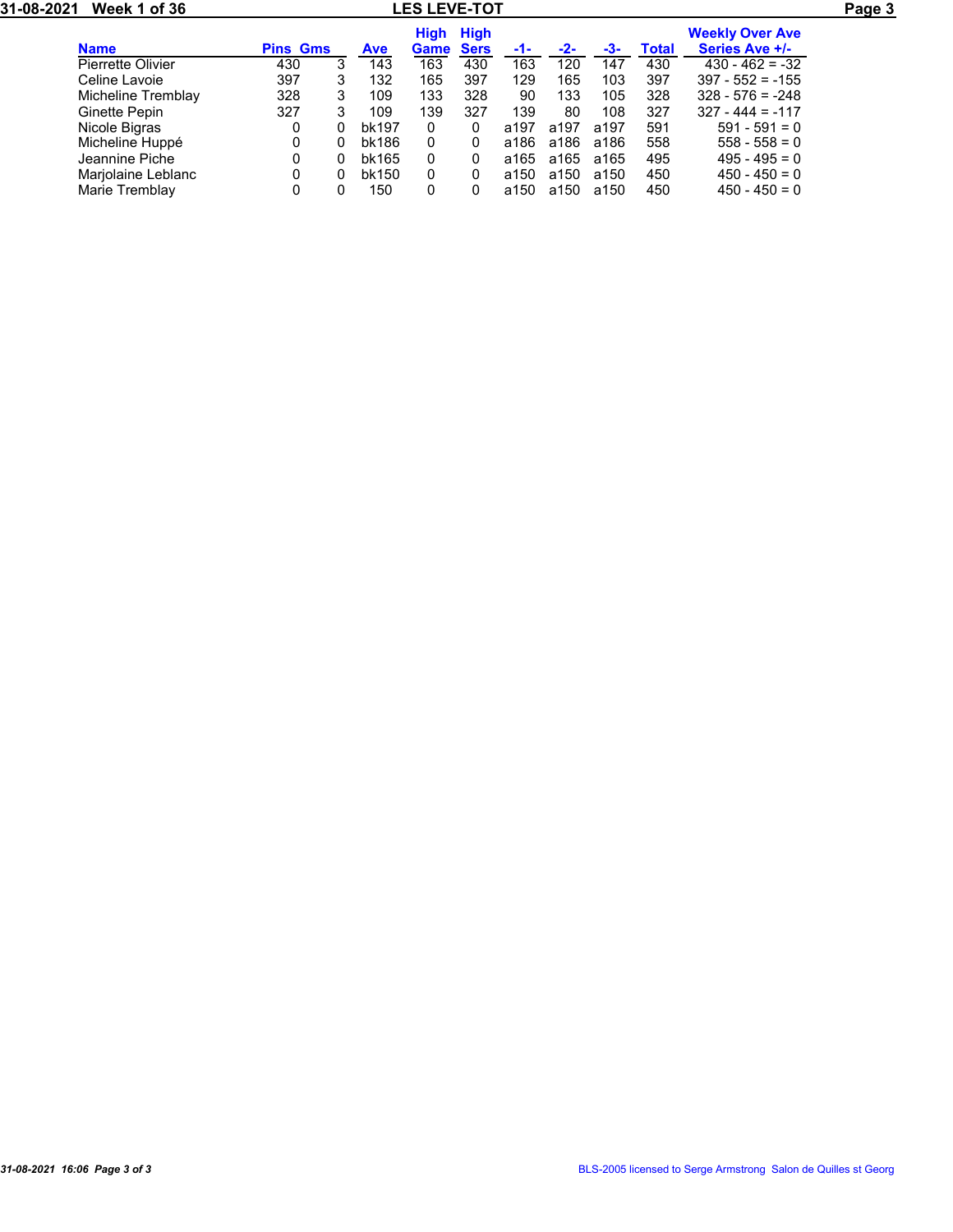| Name | Pins | Gms | Ave | High Game | High Sers | -1- | -2- | -3- | Total | Weekly Over Ave Series Ave +/- |
|---|---|---|---|---|---|---|---|---|---|---|
| Pierrette Olivier | 430 | 3 | 143 | 163 | 430 | 163 | 120 | 147 | 430 | 430 - 462 = -32 |
| Celine Lavoie | 397 | 3 | 132 | 165 | 397 | 129 | 165 | 103 | 397 | 397 - 552 = -155 |
| Micheline Tremblay | 328 | 3 | 109 | 133 | 328 | 90 | 133 | 105 | 328 | 328 - 576 = -248 |
| Ginette Pepin | 327 | 3 | 109 | 139 | 327 | 139 | 80 | 108 | 327 | 327 - 444 = -117 |
| Nicole Bigras | 0 | 0 | bk197 | 0 | 0 | a197 | a197 | a197 | 591 | 591 - 591 = 0 |
| Micheline Huppé | 0 | 0 | bk186 | 0 | 0 | a186 | a186 | a186 | 558 | 558 - 558 = 0 |
| Jeannine Piche | 0 | 0 | bk165 | 0 | 0 | a165 | a165 | a165 | 495 | 495 - 495 = 0 |
| Marjolaine Leblanc | 0 | 0 | bk150 | 0 | 0 | a150 | a150 | a150 | 450 | 450 - 450 = 0 |
| Marie Tremblay | 0 | 0 | 150 | 0 | 0 | a150 | a150 | a150 | 450 | 450 - 450 = 0 |